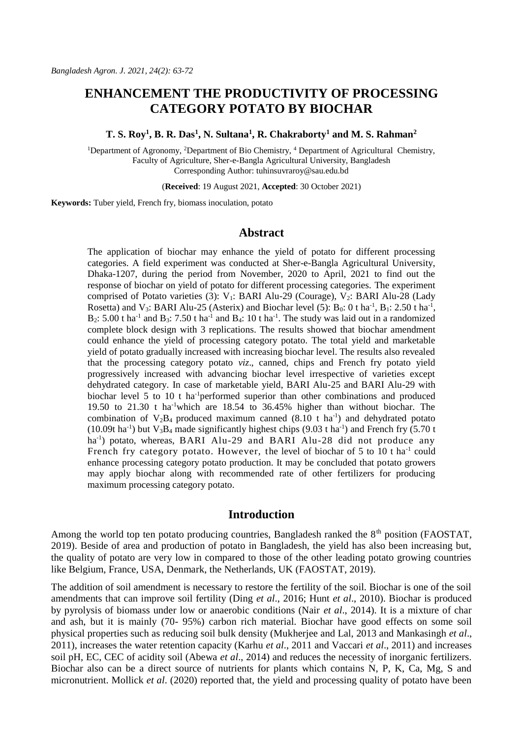# ENHANCEMENT THE PRODUCTIVITY OF PROCESSING CATEGORY POTATO BY BIOCHAR

**T. S. Roy[1], B. R. Das[1], N. Sultana[1], R. Chakraborty[1] and M. S. Rahman[2]**

[1]Department of Agronomy, [2]Department of Bio Chemistry, [4] Department of Agricultural Chemistry, Faculty of Agriculture, Sher-e-Bangla Agricultural University, Bangladesh
Corresponding Author: tuhinsuvraroy@sau.edu.bd

(**Received**: 19 August 2021, **Accepted**: 30 October 2021)

**Keywords:** Tuber yield, French fry, biomass inoculation, potato

## Abstract

The application of biochar may enhance the yield of potato for different processing categories. A field experiment was conducted at Sher-e-Bangla Agricultural University, Dhaka-1207, during the period from November, 2020 to April, 2021 to find out the response of biochar on yield of potato for different processing categories. The experiment comprised of Potato varieties (3): $V_1$: BARI Alu-29 (Courage), $V_2$: BARI Alu-28 (Lady Rosetta) and $V_3$: BARI Alu-25 (Asterix) and Biochar level (5): $B_0$: 0 t ha$^{-1}$, $B_1$: 2.50 t ha$^{-1}$, $B_2$: 5.00 t ha$^{-1}$ and $B_3$: 7.50 t ha$^{-1}$ and $B_4$: 10 t ha$^{-1}$. The study was laid out in a randomized complete block design with 3 replications. The results showed that biochar amendment could enhance the yield of processing category potato. The total yield and marketable yield of potato gradually increased with increasing biochar level. The results also revealed that the processing category potato *viz*., canned, chips and French fry potato yield progressively increased with advancing biochar level irrespective of varieties except dehydrated category. In case of marketable yield, BARI Alu-25 and BARI Alu-29 with biochar level 5 to 10 t ha$^{-1}$performed superior than other combinations and produced 19.50 to 21.30 t ha$^{-1}$which are 18.54 to 36.45% higher than without biochar. The combination of $V_2B_4$ produced maximum canned (8.10 t ha$^{-1}$) and dehydrated potato (10.09t ha$^{-1}$) but $V_3B_4$ made significantly highest chips (9.03 t ha$^{-1}$) and French fry (5.70 t ha$^{-1}$) potato, whereas, BARI Alu-29 and BARI Alu-28 did not produce any French fry category potato. However, the level of biochar of 5 to 10 t ha$^{-1}$ could enhance processing category potato production. It may be concluded that potato growers may apply biochar along with recommended rate of other fertilizers for producing maximum processing category potato.

## Introduction

Among the world top ten potato producing countries, Bangladesh ranked the 8$^{th}$ position (FAOSTAT, 2019). Beside of area and production of potato in Bangladesh, the yield has also been increasing but, the quality of potato are very low in compared to those of the other leading potato growing countries like Belgium, France, USA, Denmark, the Netherlands, UK (FAOSTAT, 2019).

The addition of soil amendment is necessary to restore the fertility of the soil. Biochar is one of the soil amendments that can improve soil fertility (Ding *et al*., 2016; Hunt *et al*., 2010). Biochar is produced by pyrolysis of biomass under low or anaerobic conditions (Nair *et al*., 2014). It is a mixture of char and ash, but it is mainly (70- 95%) carbon rich material. Biochar have good effects on some soil physical properties such as reducing soil bulk density (Mukherjee and Lal, 2013 and Mankasingh *et al*., 2011), increases the water retention capacity (Karhu *et al*., 2011 and Vaccari *et al*., 2011) and increases soil pH, EC, CEC of acidity soil (Abewa *et al*., 2014) and reduces the necessity of inorganic fertilizers. Biochar also can be a direct source of nutrients for plants which contains N, P, K, Ca, Mg, S and micronutrient. Mollick *et al*. (2020) reported that, the yield and processing quality of potato have been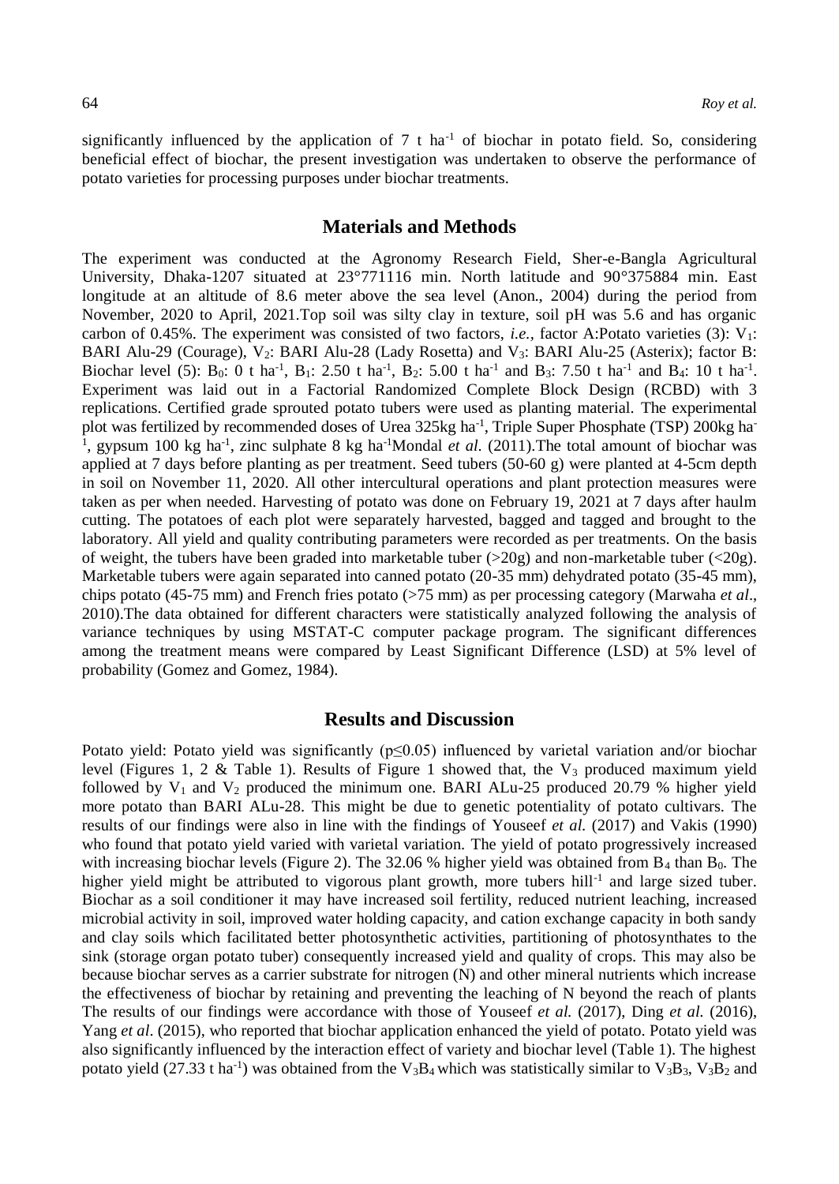significantly influenced by the application of 7 t ha$^{-1}$ of biochar in potato field. So, considering beneficial effect of biochar, the present investigation was undertaken to observe the performance of potato varieties for processing purposes under biochar treatments.

## Materials and Methods

The experiment was conducted at the Agronomy Research Field, Sher-e-Bangla Agricultural University, Dhaka-1207 situated at 23°771116 min. North latitude and 90°375884 min. East longitude at an altitude of 8.6 meter above the sea level (Anon., 2004) during the period from November, 2020 to April, 2021.Top soil was silty clay in texture, soil pH was 5.6 and has organic carbon of 0.45%. The experiment was consisted of two factors, *i.e.*, factor A:Potato varieties (3): $V_1$: BARI Alu-29 (Courage), $V_2$: BARI Alu-28 (Lady Rosetta) and $V_3$: BARI Alu-25 (Asterix); factor B: Biochar level (5): $B_0$: 0 t ha$^{-1}$, $B_1$: 2.50 t ha$^{-1}$, $B_2$: 5.00 t ha$^{-1}$ and $B_3$: 7.50 t ha$^{-1}$ and $B_4$: 10 t ha$^{-1}$. Experiment was laid out in a Factorial Randomized Complete Block Design (RCBD) with 3 replications. Certified grade sprouted potato tubers were used as planting material. The experimental plot was fertilized by recommended doses of Urea 325kg ha$^{-1}$, Triple Super Phosphate (TSP) 200kg ha$^{-1}$, gypsum 100 kg ha$^{-1}$, zinc sulphate 8 kg ha$^{-1}$Mondal *et al.* (2011).The total amount of biochar was applied at 7 days before planting as per treatment. Seed tubers (50-60 g) were planted at 4-5cm depth in soil on November 11, 2020. All other intercultural operations and plant protection measures were taken as per when needed. Harvesting of potato was done on February 19, 2021 at 7 days after haulm cutting. The potatoes of each plot were separately harvested, bagged and tagged and brought to the laboratory. All yield and quality contributing parameters were recorded as per treatments. On the basis of weight, the tubers have been graded into marketable tuber (>20g) and non-marketable tuber (<20g). Marketable tubers were again separated into canned potato (20-35 mm) dehydrated potato (35-45 mm), chips potato (45-75 mm) and French fries potato (>75 mm) as per processing category (Marwaha *et al*., 2010).The data obtained for different characters were statistically analyzed following the analysis of variance techniques by using MSTAT-C computer package program. The significant differences among the treatment means were compared by Least Significant Difference (LSD) at 5% level of probability (Gomez and Gomez, 1984).

## Results and Discussion

Potato yield: Potato yield was significantly ($p \leq 0.05$) influenced by varietal variation and/or biochar level (Figures 1, 2 & Table 1). Results of Figure 1 showed that, the $V_3$ produced maximum yield followed by $V_1$ and $V_2$ produced the minimum one. BARI ALu-25 produced 20.79 % higher yield more potato than BARI ALu-28. This might be due to genetic potentiality of potato cultivars. The results of our findings were also in line with the findings of Youseef *et al.* (2017) and Vakis (1990) who found that potato yield varied with varietal variation. The yield of potato progressively increased with increasing biochar levels (Figure 2). The 32.06 % higher yield was obtained from $B_4$ than $B_0$. The higher yield might be attributed to vigorous plant growth, more tubers hill$^{-1}$ and large sized tuber. Biochar as a soil conditioner it may have increased soil fertility, reduced nutrient leaching, increased microbial activity in soil, improved water holding capacity, and cation exchange capacity in both sandy and clay soils which facilitated better photosynthetic activities, partitioning of photosynthates to the sink (storage organ potato tuber) consequently increased yield and quality of crops. This may also be because biochar serves as a carrier substrate for nitrogen (N) and other mineral nutrients which increase the effectiveness of biochar by retaining and preventing the leaching of N beyond the reach of plants The results of our findings were accordance with those of Youseef *et al.* (2017), Ding *et al.* (2016), Yang *et al*. (2015), who reported that biochar application enhanced the yield of potato. Potato yield was also significantly influenced by the interaction effect of variety and biochar level (Table 1). The highest potato yield (27.33 t ha$^{-1}$) was obtained from the $V_3B_4$ which was statistically similar to $V_3B_3$, $V_3B_2$ and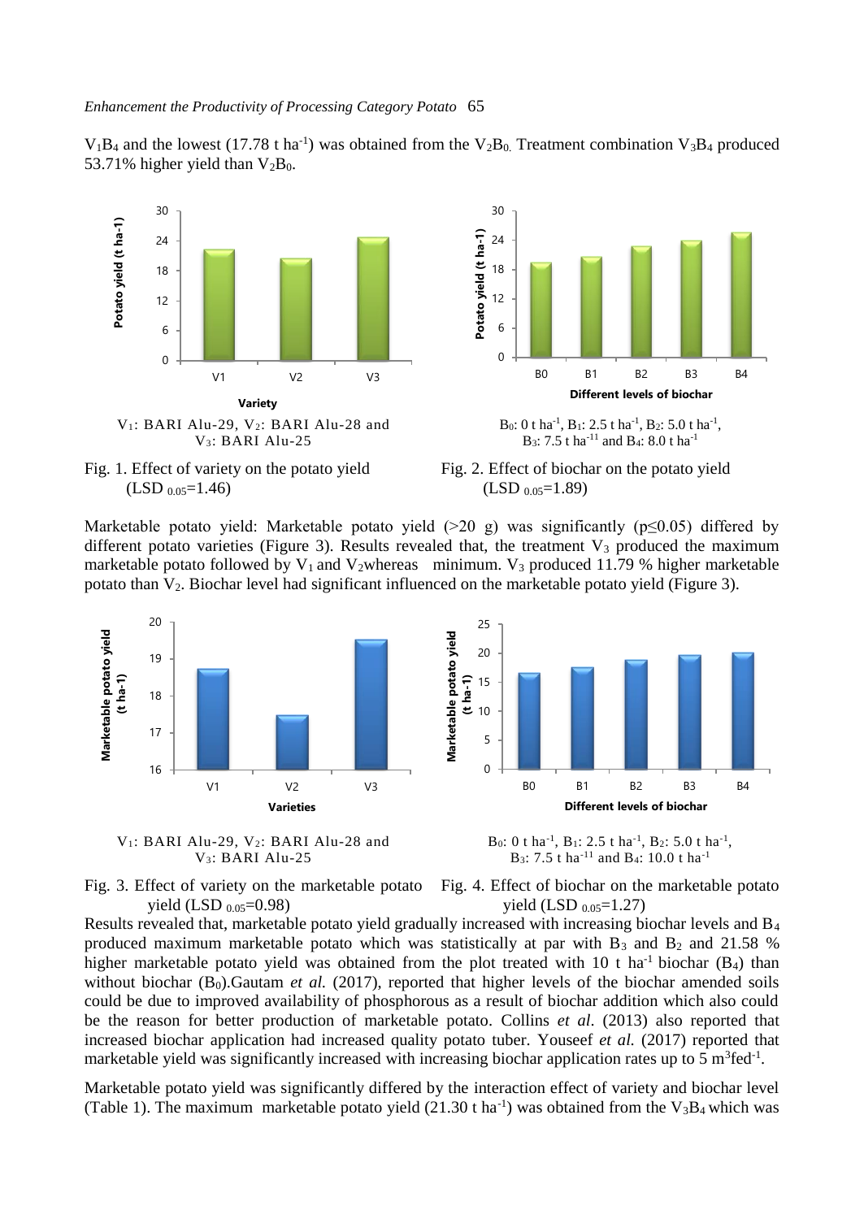$V_1B_4$ and the lowest (17.78 t $ha^{-1}$) was obtained from the $V_2B_0$. Treatment combination $V_3B_4$ produced 53.71% higher yield than $V_2B_0$.

$V_1$: BARI Alu-29, $V_2$: BARI Alu-28 and $V_3$: BARI Alu-25

Fig. 1. Effect of variety on the potato yield (LSD $_{0.05}$=1.46)

$B_0$: 0 t $ha^{-1}$, $B_1$: 2.5 t $ha^{-1}$, $B_2$: 5.0 t $ha^{-1}$, $B_3$: 7.5 t $ha^{-11}$ and $B_4$: 8.0 t $ha^{-1}$

Fig. 2. Effect of biochar on the potato yield (LSD $_{0.05}$=1.89)

Marketable potato yield: Marketable potato yield (>20 g) was significantly ($p \leq 0.05$) differed by different potato varieties (Figure 3). Results revealed that, the treatment $V_3$ produced the maximum marketable potato followed by $V_1$ and $V_2$whereas minimum. $V_3$ produced 11.79 % higher marketable potato than $V_2$. Biochar level had significant influenced on the marketable potato yield (Figure 3).

$V_1$: BARI Alu-29, $V_2$: BARI Alu-28 and $V_3$: BARI Alu-25

Fig. 3. Effect of variety on the marketable potato yield (LSD $_{0.05}$=0.98)

$B_0$: 0 t $ha^{-1}$, $B_1$: 2.5 t $ha^{-1}$, $B_2$: 5.0 t $ha^{-1}$, $B_3$: 7.5 t $ha^{-11}$ and $B_4$: 10.0 t $ha^{-1}$

Fig. 4. Effect of biochar on the marketable potato yield (LSD $_{0.05}$=1.27)

Results revealed that, marketable potato yield gradually increased with increasing biochar levels and $B_4$ produced maximum marketable potato which was statistically at par with $B_3$ and $B_2$ and 21.58 % higher marketable potato yield was obtained from the plot treated with 10 t $ha^{-1}$ biochar ($B_4$) than without biochar ($B_0$).Gautam *et al.* (2017), reported that higher levels of the biochar amended soils could be due to improved availability of phosphorous as a result of biochar addition which also could be the reason for better production of marketable potato. Collins *et al*. (2013) also reported that increased biochar application had increased quality potato tuber. Youseef *et al.* (2017) reported that marketable yield was significantly increased with increasing biochar application rates up to 5 $m^3fed^{-1}$.

Marketable potato yield was significantly differed by the interaction effect of variety and biochar level (Table 1). The maximum marketable potato yield (21.30 t $ha^{-1}$) was obtained from the $V_3B_4$ which was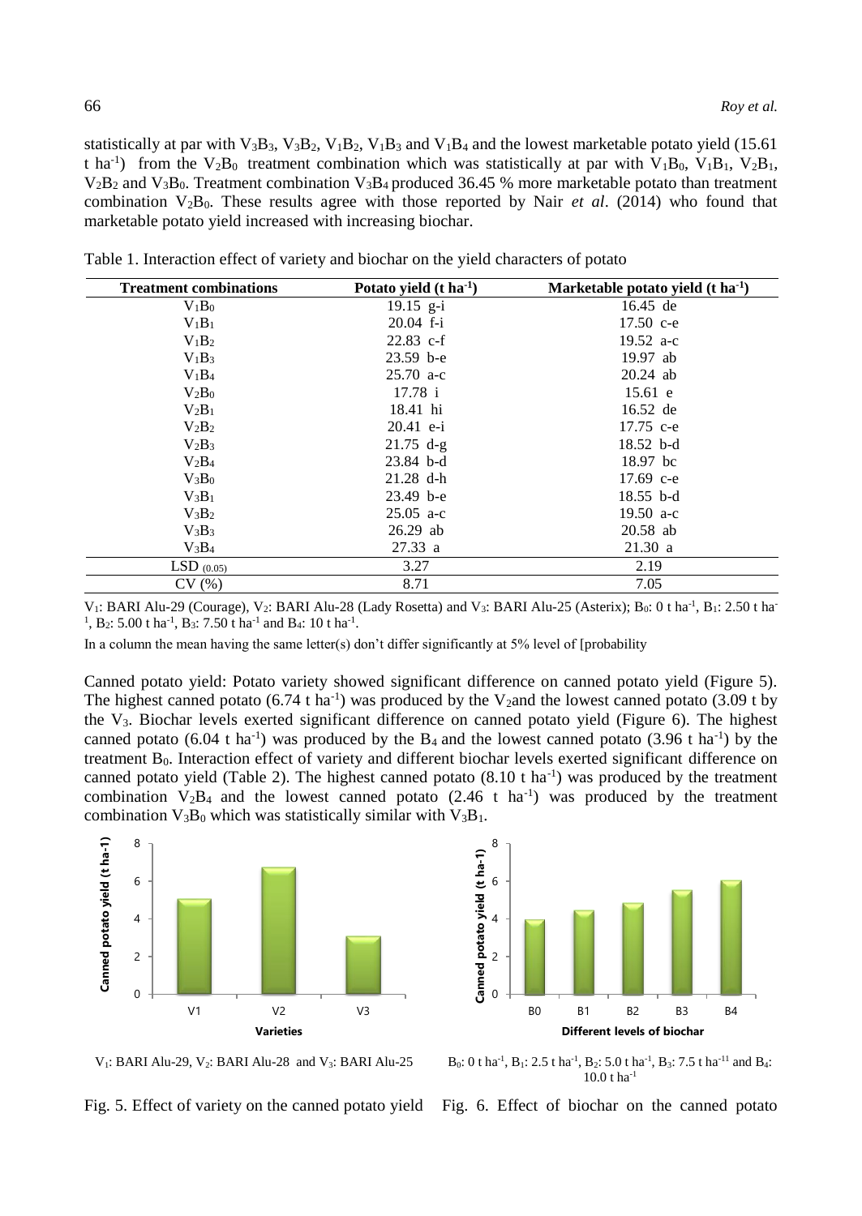statistically at par with $V_3B_3$, $V_3B_2$, $V_1B_2$, $V_1B_3$ and $V_1B_4$ and the lowest marketable potato yield (15.61 t ha$^{-1}$) from the $V_2B_0$ treatment combination which was statistically at par with $V_1B_0$, $V_1B_1$, $V_2B_1$, $V_2B_2$ and $V_3B_0$. Treatment combination $V_3B_4$ produced 36.45 % more marketable potato than treatment combination $V_2B_0$. These results agree with those reported by Nair *et al*. (2014) who found that marketable potato yield increased with increasing biochar.

Table 1. Interaction effect of variety and biochar on the yield characters of potato

| Treatment combinations | Potato yield (t ha$^{-1}$) | Marketable potato yield (t ha$^{-1}$) |
|---|---|---|
| $V_1B_0$ | 19.15 g-i | 16.45 de |
| $V_1B_1$ | 20.04 f-i | 17.50 c-e |
| $V_1B_2$ | 22.83 c-f | 19.52 a-c |
| $V_1B_3$ | 23.59 b-e | 19.97 ab |
| $V_1B_4$ | 25.70 a-c | 20.24 ab |
| $V_2B_0$ | 17.78 i | 15.61 e |
| $V_2B_1$ | 18.41 hi | 16.52 de |
| $V_2B_2$ | 20.41 e-i | 17.75 c-e |
| $V_2B_3$ | 21.75 d-g | 18.52 b-d |
| $V_2B_4$ | 23.84 b-d | 18.97 bc |
| $V_3B_0$ | 21.28 d-h | 17.69 c-e |
| $V_3B_1$ | 23.49 b-e | 18.55 b-d |
| $V_3B_2$ | 25.05 a-c | 19.50 a-c |
| $V_3B_3$ | 26.29 ab | 20.58 ab |
| $V_3B_4$ | 27.33 a | 21.30 a |
| $LSD_{(0.05)}$ | 3.27 | 2.19 |
| CV (%) | 8.71 | 7.05 |

$V_1$: BARI Alu-29 (Courage), $V_2$: BARI Alu-28 (Lady Rosetta) and $V_3$: BARI Alu-25 (Asterix); $B_0$: 0 t ha$^{-1}$, $B_1$: 2.50 t ha$^{-1}$, $B_2$: 5.00 t ha$^{-1}$, $B_3$: 7.50 t ha$^{-1}$ and $B_4$: 10 t ha$^{-1}$.

In a column the mean having the same letter(s) don't differ significantly at 5% level of [probability

Canned potato yield: Potato variety showed significant difference on canned potato yield (Figure 5). The highest canned potato (6.74 t ha$^{-1}$) was produced by the $V_2$and the lowest canned potato (3.09 t by the $V_3$. Biochar levels exerted significant difference on canned potato yield (Figure 6). The highest canned potato (6.04 t ha$^{-1}$) was produced by the $B_4$ and the lowest canned potato (3.96 t ha$^{-1}$) by the treatment $B_0$. Interaction effect of variety and different biochar levels exerted significant difference on canned potato yield (Table 2). The highest canned potato (8.10 t ha$^{-1}$) was produced by the treatment combination $V_2B_4$ and the lowest canned potato (2.46 t ha$^{-1}$) was produced by the treatment combination $V_3B_0$ which was statistically similar with $V_3B_1$.

$V_1$: BARI Alu-29, $V_2$: BARI Alu-28 and $V_3$: BARI Alu-25

Fig. 5. Effect of variety on the canned potato yield

$B_0$: 0 t ha$^{-1}$, $B_1$: 2.5 t ha$^{-1}$, $B_2$: 5.0 t ha$^{-1}$, $B_3$: 7.5 t ha$^{-11}$ and $B_4$: 10.0 t ha$^{-1}$

Fig. 6. Effect of biochar on the canned potato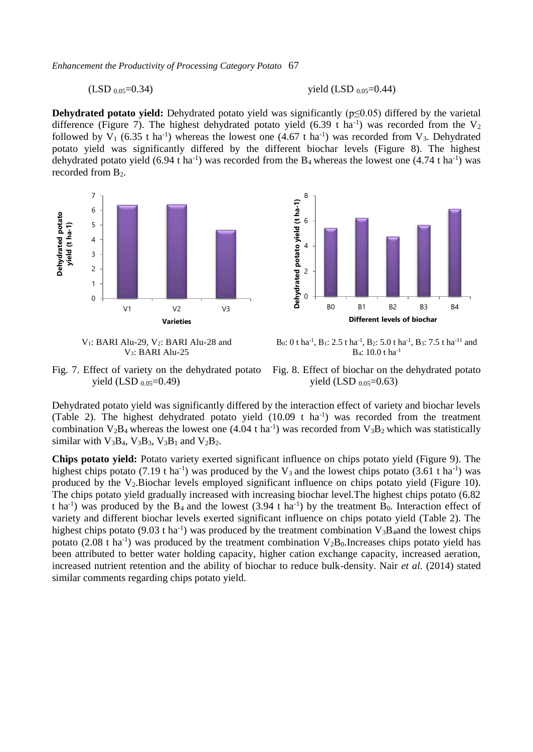(LSD $_{0.05}$=0.34) yield (LSD $_{0.05}$=0.44)

**Dehydrated potato yield:** Dehydrated potato yield was significantly ($p \leq 0.05$) differed by the varietal difference (Figure 7). The highest dehydrated potato yield (6.39 t ha$^{-1}$) was recorded from the $V_2$ followed by $V_1$ (6.35 t ha$^{-1}$) whereas the lowest one (4.67 t ha$^{-1}$) was recorded from $V_3$. Dehydrated potato yield was significantly differed by the different biochar levels (Figure 8). The highest dehydrated potato yield (6.94 t ha$^{-1}$) was recorded from the $B_4$ whereas the lowest one (4.74 t ha$^{-1}$) was recorded from $B_2$.

$V_1$: BARI Alu-29, $V_2$: BARI Alu-28 and $V_3$: BARI Alu-25

Fig. 7. Effect of variety on the dehydrated potato yield (LSD $_{0.05}$=0.49)

$B_0$: 0 t ha$^{-1}$, $B_1$: 2.5 t ha$^{-1}$, $B_2$: 5.0 t ha$^{-1}$, $B_3$: 7.5 t ha$^{-11}$ and $B_4$: 10.0 t ha$^{-1}$

Fig. 8. Effect of biochar on the dehydrated potato yield (LSD $_{0.05}$=0.63)

Dehydrated potato yield was significantly differed by the interaction effect of variety and biochar levels (Table 2). The highest dehydrated potato yield (10.09 t ha$^{-1}$) was recorded from the treatment combination $V_2B_4$ whereas the lowest one (4.04 t ha$^{-1}$) was recorded from $V_3B_2$ which was statistically similar with $V_3B_4$, $V_3B_3$, $V_3B_1$ and $V_2B_2$.

**Chips potato yield:** Potato variety exerted significant influence on chips potato yield (Figure 9). The highest chips potato (7.19 t ha$^{-1}$) was produced by the $V_3$ and the lowest chips potato (3.61 t ha$^{-1}$) was produced by the $V_2$.Biochar levels employed significant influence on chips potato yield (Figure 10). The chips potato yield gradually increased with increasing biochar level.The highest chips potato (6.82 t ha$^{-1}$) was produced by the $B_4$ and the lowest (3.94 t ha$^{-1}$) by the treatment $B_0$. Interaction effect of variety and different biochar levels exerted significant influence on chips potato yield (Table 2). The highest chips potato (9.03 t ha$^{-1}$) was produced by the treatment combination $V_3B_4$and the lowest chips potato (2.08 t ha$^{-1}$) was produced by the treatment combination $V_2B_0$.Increases chips potato yield has been attributed to better water holding capacity, higher cation exchange capacity, increased aeration, increased nutrient retention and the ability of biochar to reduce bulk-density. Nair *et al.* (2014) stated similar comments regarding chips potato yield.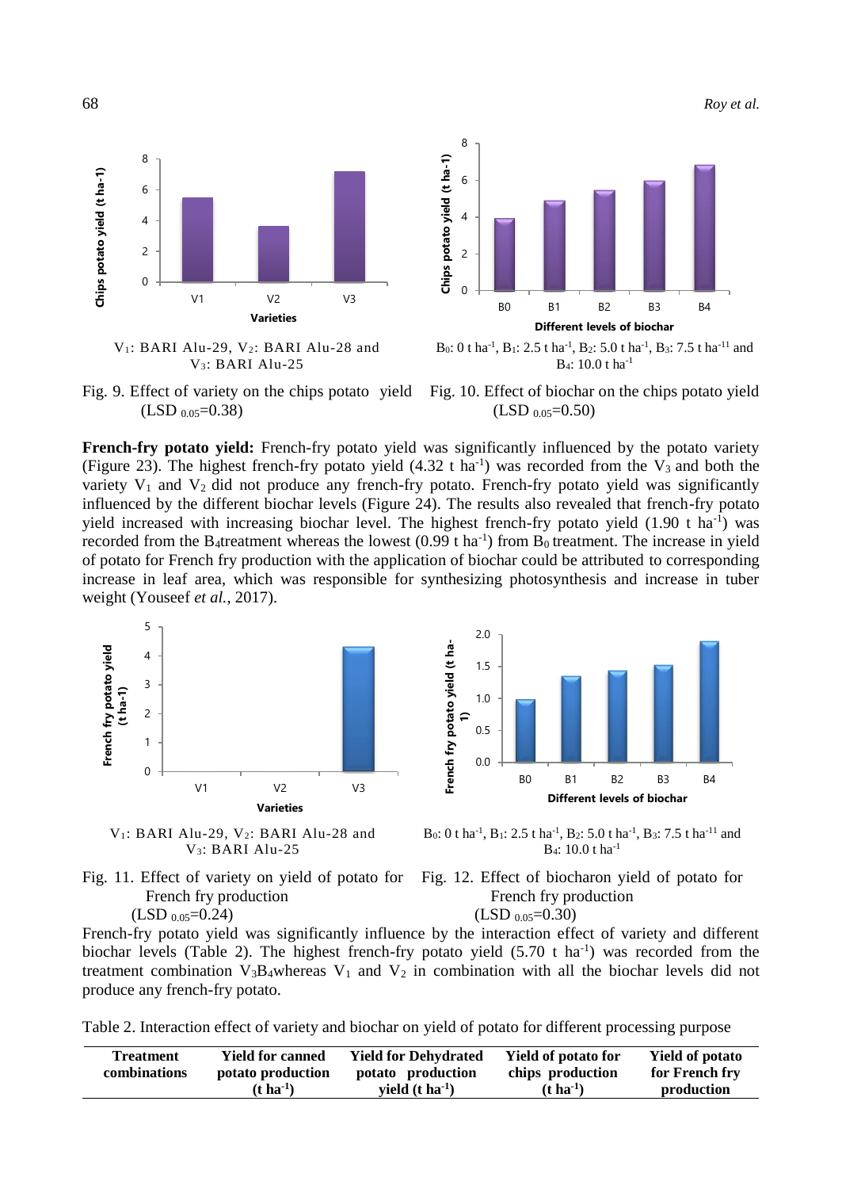$V_1$: BARI Alu-29, $V_2$: BARI Alu-28 and $V_3$: BARI Alu-25

Fig. 9. Effect of variety on the chips potato yield ($LSD_{0.05}$=0.38)

$B_0$: 0 t ha$^{-1}$, $B_1$: 2.5 t ha$^{-1}$, $B_2$: 5.0 t ha$^{-1}$, $B_3$: 7.5 t ha$^{-11}$ and $B_4$: 10.0 t ha$^{-1}$

Fig. 10. Effect of biochar on the chips potato yield ($LSD_{0.05}$=0.50)

**French-fry potato yield:** French-fry potato yield was significantly influenced by the potato variety (Figure 23). The highest french-fry potato yield (4.32 t ha$^{-1}$) was recorded from the $V_3$ and both the variety $V_1$ and $V_2$ did not produce any french-fry potato. French-fry potato yield was significantly influenced by the different biochar levels (Figure 24). The results also revealed that french-fry potato yield increased with increasing biochar level. The highest french-fry potato yield (1.90 t ha$^{-1}$) was recorded from the $B_4$treatment whereas the lowest (0.99 t ha$^{-1}$) from $B_0$ treatment. The increase in yield of potato for French fry production with the application of biochar could be attributed to corresponding increase in leaf area, which was responsible for synthesizing photosynthesis and increase in tuber weight (Youseef *et al.*, 2017).

$V_1$: BARI Alu-29, $V_2$: BARI Alu-28 and $V_3$: BARI Alu-25

Fig. 11. Effect of variety on yield of potato for French fry production ($LSD_{0.05}$=0.24)

$B_0$: 0 t ha$^{-1}$, $B_1$: 2.5 t ha$^{-1}$, $B_2$: 5.0 t ha$^{-1}$, $B_3$: 7.5 t ha$^{-11}$ and $B_4$: 10.0 t ha$^{-1}$

Fig. 12. Effect of biocharon yield of potato for French fry production ($LSD_{0.05}$=0.30)

French-fry potato yield was significantly influence by the interaction effect of variety and different biochar levels (Table 2). The highest french-fry potato yield (5.70 t ha$^{-1}$) was recorded from the treatment combination $V_3B_4$whereas $V_1$ and $V_2$ in combination with all the biochar levels did not produce any french-fry potato.

Table 2. Interaction effect of variety and biochar on yield of potato for different processing purpose

| Treatment combinations | Yield for canned potato production (t ha$^{-1}$) | Yield for Dehydrated potato production yield (t ha$^{-1}$) | Yield of potato for chips production (t ha$^{-1}$) | Yield of potato for French fry production |
|---|---|---|---|---|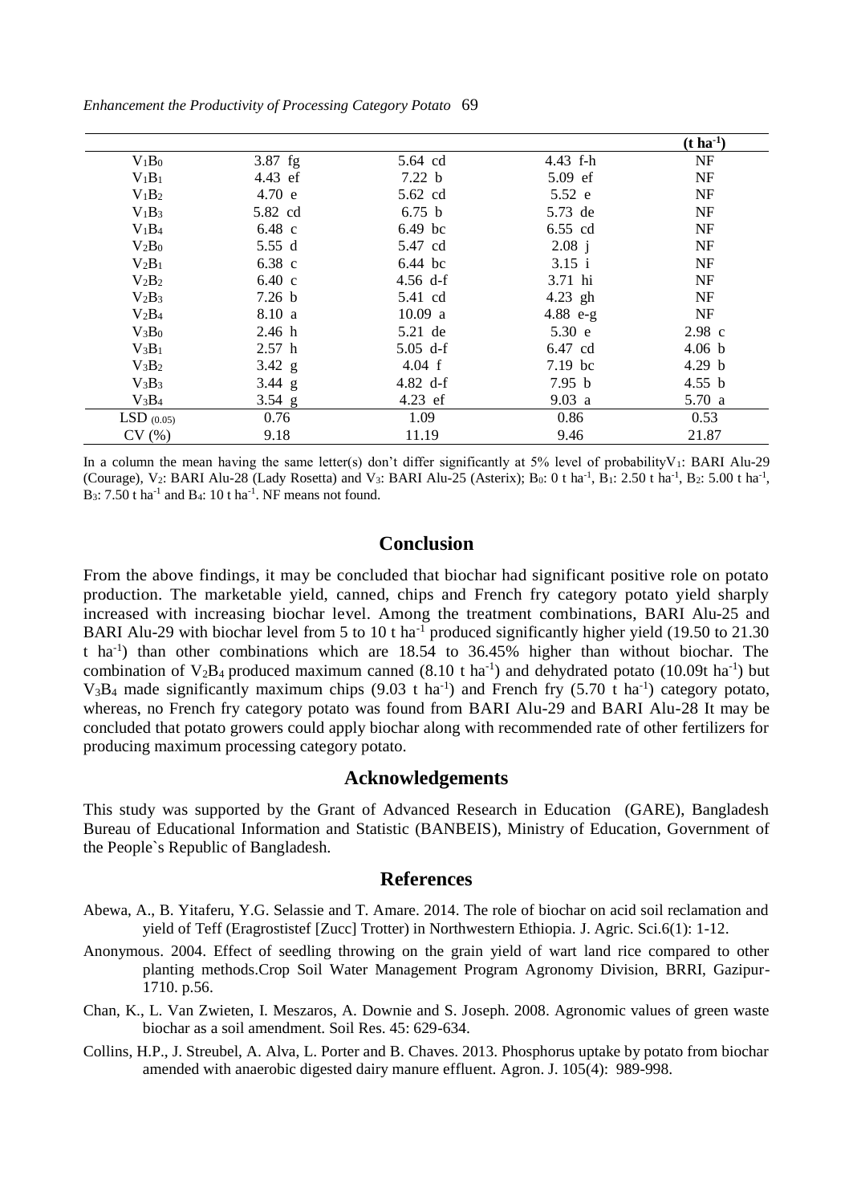| | | | | (t ha$^{-1}$) |
|---|---|---|---|---|
| $V_1B_0$ | 3.87 fg | 5.64 cd | 4.43 f-h | NF |
| $V_1B_1$ | 4.43 ef | 7.22 b | 5.09 ef | NF |
| $V_1B_2$ | 4.70 e | 5.62 cd | 5.52 e | NF |
| $V_1B_3$ | 5.82 cd | 6.75 b | 5.73 de | NF |
| $V_1B_4$ | 6.48 c | 6.49 bc | 6.55 cd | NF |
| $V_2B_0$ | 5.55 d | 5.47 cd | 2.08 j | NF |
| $V_2B_1$ | 6.38 c | 6.44 bc | 3.15 i | NF |
| $V_2B_2$ | 6.40 c | 4.56 d-f | 3.71 hi | NF |
| $V_2B_3$ | 7.26 b | 5.41 cd | 4.23 gh | NF |
| $V_2B_4$ | 8.10 a | 10.09 a | 4.88 e-g | NF |
| $V_3B_0$ | 2.46 h | 5.21 de | 5.30 e | 2.98 c |
| $V_3B_1$ | 2.57 h | 5.05 d-f | 6.47 cd | 4.06 b |
| $V_3B_2$ | 3.42 g | 4.04 f | 7.19 bc | 4.29 b |
| $V_3B_3$ | 3.44 g | 4.82 d-f | 7.95 b | 4.55 b |
| $V_3B_4$ | 3.54 g | 4.23 ef | 9.03 a | 5.70 a |
| LSD $_{(0.05)}$ | 0.76 | 1.09 | 0.86 | 0.53 |
| CV (%) | 9.18 | 11.19 | 9.46 | 21.87 |

In a column the mean having the same letter(s) don't differ significantly at 5% level of probability$V_1$: BARI Alu-29 (Courage), $V_2$: BARI Alu-28 (Lady Rosetta) and $V_3$: BARI Alu-25 (Asterix); $B_0$: 0 t ha$^{-1}$, $B_1$: 2.50 t ha$^{-1}$, $B_2$: 5.00 t ha$^{-1}$, $B_3$: 7.50 t ha$^{-1}$ and $B_4$: 10 t ha$^{-1}$. NF means not found.

## Conclusion

From the above findings, it may be concluded that biochar had significant positive role on potato production. The marketable yield, canned, chips and French fry category potato yield sharply increased with increasing biochar level. Among the treatment combinations, BARI Alu-25 and BARI Alu-29 with biochar level from 5 to 10 t ha$^{-1}$ produced significantly higher yield (19.50 to 21.30 t ha$^{-1}$) than other combinations which are 18.54 to 36.45% higher than without biochar. The combination of $V_2B_4$ produced maximum canned (8.10 t ha$^{-1}$) and dehydrated potato (10.09t ha$^{-1}$) but $V_3B_4$ made significantly maximum chips (9.03 t ha$^{-1}$) and French fry (5.70 t ha$^{-1}$) category potato, whereas, no French fry category potato was found from BARI Alu-29 and BARI Alu-28 It may be concluded that potato growers could apply biochar along with recommended rate of other fertilizers for producing maximum processing category potato.

## Acknowledgements

This study was supported by the Grant of Advanced Research in Education (GARE), Bangladesh Bureau of Educational Information and Statistic (BANBEIS), Ministry of Education, Government of the People`s Republic of Bangladesh.

## References

Abewa, A., B. Yitaferu, Y.G. Selassie and T. Amare. 2014. The role of biochar on acid soil reclamation and yield of Teff (Eragrostistef [Zucc] Trotter) in Northwestern Ethiopia. J. Agric. Sci.6(1): 1-12.

Anonymous. 2004. Effect of seedling throwing on the grain yield of wart land rice compared to other planting methods.Crop Soil Water Management Program Agronomy Division, BRRI, Gazipur-1710. p.56.

Chan, K., L. Van Zwieten, I. Meszaros, A. Downie and S. Joseph. 2008. Agronomic values of green waste biochar as a soil amendment. Soil Res. 45: 629-634.

Collins, H.P., J. Streubel, A. Alva, L. Porter and B. Chaves. 2013. Phosphorus uptake by potato from biochar amended with anaerobic digested dairy manure effluent. Agron. J. 105(4): 989-998.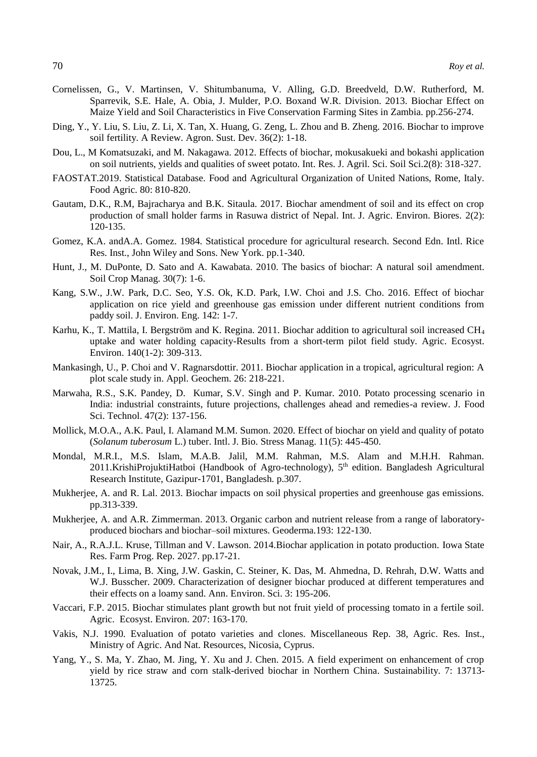Cornelissen, G., V. Martinsen, V. Shitumbanuma, V. Alling, G.D. Breedveld, D.W. Rutherford, M. Sparrevik, S.E. Hale, A. Obia, J. Mulder, P.O. Boxand W.R. Division. 2013. Biochar Effect on Maize Yield and Soil Characteristics in Five Conservation Farming Sites in Zambia. pp.256-274.

Ding, Y., Y. Liu, S. Liu, Z. Li, X. Tan, X. Huang, G. Zeng, L. Zhou and B. Zheng. 2016. Biochar to improve soil fertility. A Review. Agron. Sust. Dev. 36(2): 1-18.

Dou, L., M Komatsuzaki, and M. Nakagawa. 2012. Effects of biochar, mokusakueki and bokashi application on soil nutrients, yields and qualities of sweet potato. Int. Res. J. Agril. Sci. Soil Sci.2(8): 318-327.

FAOSTAT.2019. Statistical Database. Food and Agricultural Organization of United Nations, Rome, Italy. Food Agric. 80: 810-820.

Gautam, D.K., R.M, Bajracharya and B.K. Sitaula. 2017. Biochar amendment of soil and its effect on crop production of small holder farms in Rasuwa district of Nepal. Int. J. Agric. Environ. Biores. 2(2): 120-135.

Gomez, K.A. andA.A. Gomez. 1984. Statistical procedure for agricultural research. Second Edn. Intl. Rice Res. Inst., John Wiley and Sons. New York. pp.1-340.

Hunt, J., M. DuPonte, D. Sato and A. Kawabata. 2010. The basics of biochar: A natural soil amendment. Soil Crop Manag. 30(7): 1-6.

Kang, S.W., J.W. Park, D.C. Seo, Y.S. Ok, K.D. Park, I.W. Choi and J.S. Cho. 2016. Effect of biochar application on rice yield and greenhouse gas emission under different nutrient conditions from paddy soil. J. Environ. Eng. 142: 1-7.

Karhu, K., T. Mattila, I. Bergström and K. Regina. 2011. Biochar addition to agricultural soil increased $CH_4$ uptake and water holding capacity-Results from a short-term pilot field study. Agric. Ecosyst. Environ. 140(1-2): 309-313.

Mankasingh, U., P. Choi and V. Ragnarsdottir. 2011. Biochar application in a tropical, agricultural region: A plot scale study in. Appl. Geochem. 26: 218-221.

Marwaha, R.S., S.K. Pandey, D. Kumar, S.V. Singh and P. Kumar. 2010. Potato processing scenario in India: industrial constraints, future projections, challenges ahead and remedies-a review. J. Food Sci. Technol. 47(2): 137-156.

Mollick, M.O.A., A.K. Paul, I. Alamand M.M. Sumon. 2020. Effect of biochar on yield and quality of potato (*Solanum tuberosum* L.) tuber. Intl. J. Bio. Stress Manag. 11(5): 445-450.

Mondal, M.R.I., M.S. Islam, M.A.B. Jalil, M.M. Rahman, M.S. Alam and M.H.H. Rahman. 2011.KrishiProjuktiHatboi (Handbook of Agro-technology), 5th edition. Bangladesh Agricultural Research Institute, Gazipur-1701, Bangladesh. p.307.

Mukherjee, A. and R. Lal. 2013. Biochar impacts on soil physical properties and greenhouse gas emissions. pp.313-339.

Mukherjee, A. and A.R. Zimmerman. 2013. Organic carbon and nutrient release from a range of laboratory-produced biochars and biochar–soil mixtures. Geoderma.193: 122-130.

Nair, A., R.A.J.L. Kruse, Tillman and V. Lawson. 2014.Biochar application in potato production. Iowa State Res. Farm Prog. Rep. 2027. pp.17-21.

Novak, J.M., I., Lima, B. Xing, J.W. Gaskin, C. Steiner, K. Das, M. Ahmedna, D. Rehrah, D.W. Watts and W.J. Busscher. 2009. Characterization of designer biochar produced at different temperatures and their effects on a loamy sand. Ann. Environ. Sci. 3: 195-206.

Vaccari, F.P. 2015. Biochar stimulates plant growth but not fruit yield of processing tomato in a fertile soil. Agric. Ecosyst. Environ. 207: 163-170.

Vakis, N.J. 1990. Evaluation of potato varieties and clones. Miscellaneous Rep. 38, Agric. Res. Inst., Ministry of Agric. And Nat. Resources, Nicosia, Cyprus.

Yang, Y., S. Ma, Y. Zhao, M. Jing, Y. Xu and J. Chen. 2015. A field experiment on enhancement of crop yield by rice straw and corn stalk-derived biochar in Northern China. Sustainability. 7: 13713-13725.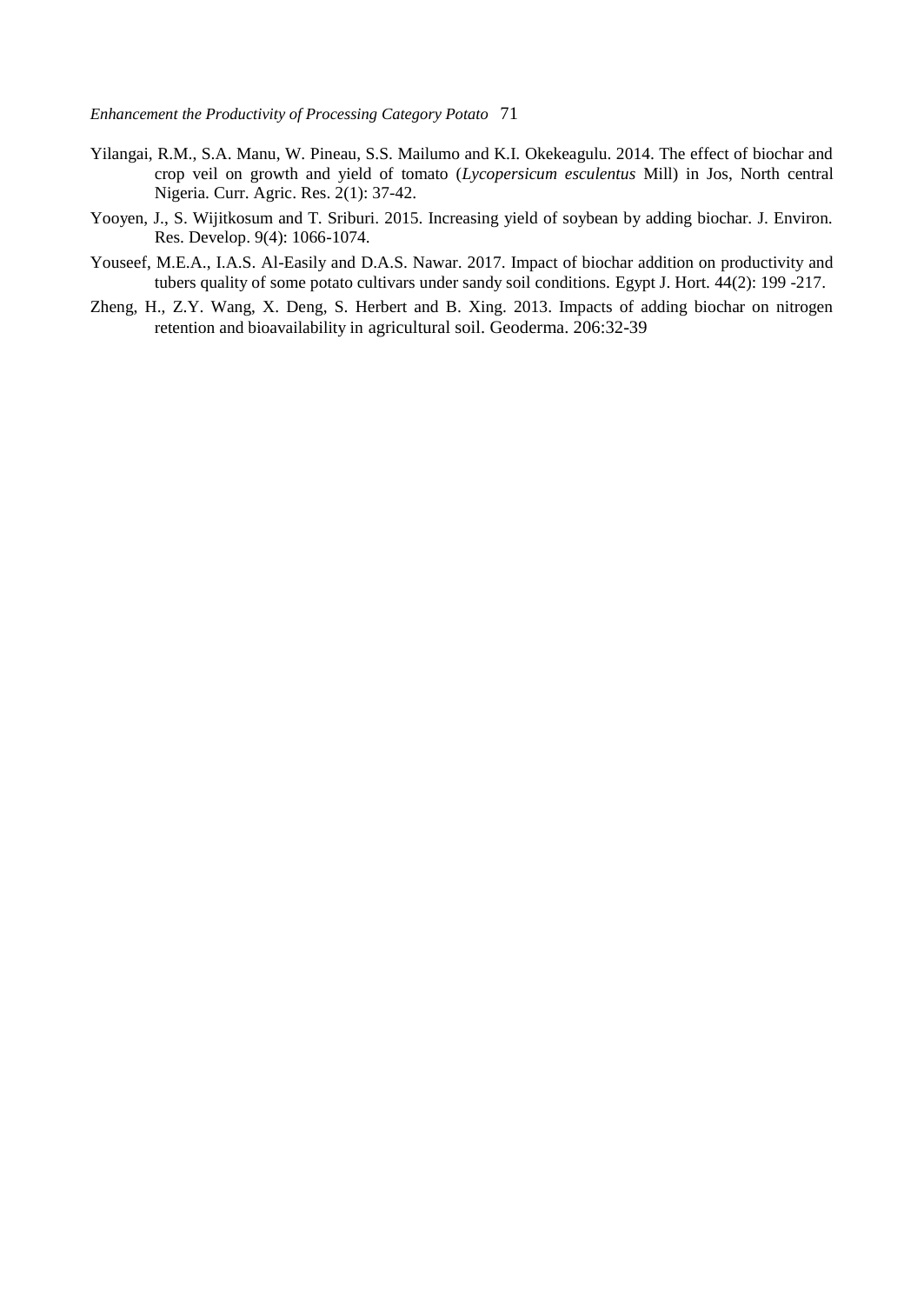Yilangai, R.M., S.A. Manu, W. Pineau, S.S. Mailumo and K.I. Okekeagulu. 2014. The effect of biochar and crop veil on growth and yield of tomato (*Lycopersicum esculentus* Mill) in Jos, North central Nigeria. Curr. Agric. Res. 2(1): 37-42.

Yooyen, J., S. Wijitkosum and T. Sriburi. 2015. Increasing yield of soybean by adding biochar. J. Environ. Res. Develop. 9(4): 1066-1074.

Youseef, M.E.A., I.A.S. Al-Easily and D.A.S. Nawar. 2017. Impact of biochar addition on productivity and tubers quality of some potato cultivars under sandy soil conditions. Egypt J. Hort. 44(2): 199 -217.

Zheng, H., Z.Y. Wang, X. Deng, S. Herbert and B. Xing. 2013. Impacts of adding biochar on nitrogen retention and bioavailability in agricultural soil. Geoderma. 206:32-39